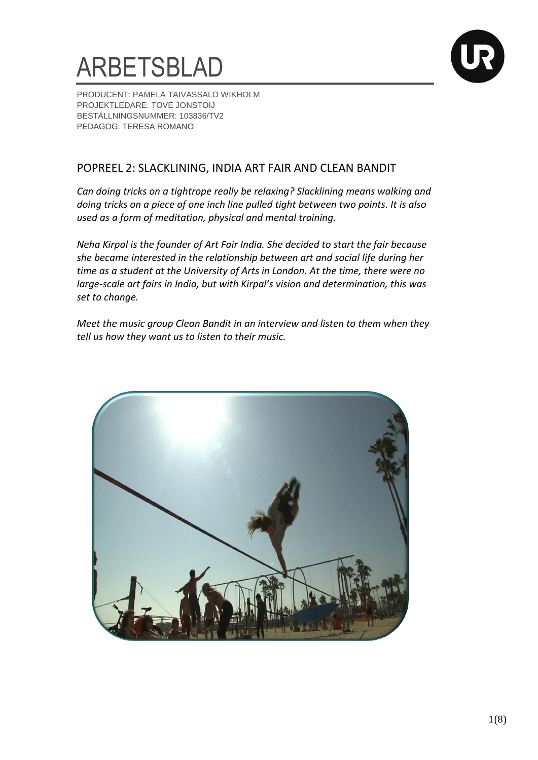# ARBETSBLAD

PRODUCENT: PAMELA TAIVASSALO WIKHOLM
PROJEKTLEDARE: TOVE JONSTOIJ
BESTÄLLNINGSNUMMER: 103836/TV2
PEDAGOG: TERESA ROMANO

## POPREEL 2: SLACKLINING, INDIA ART FAIR AND CLEAN BANDIT

*Can doing tricks on a tightrope really be relaxing? Slacklining means walking and doing tricks on a piece of one inch line pulled tight between two points. It is also used as a form of meditation, physical and mental training.*

*Neha Kirpal is the founder of Art Fair India. She decided to start the fair because she became interested in the relationship between art and social life during her time as a student at the University of Arts in London. At the time, there were no large-scale art fairs in India, but with Kirpal's vision and determination, this was set to change.*

*Meet the music group Clean Bandit in an interview and listen to them when they tell us how they want us to listen to their music.*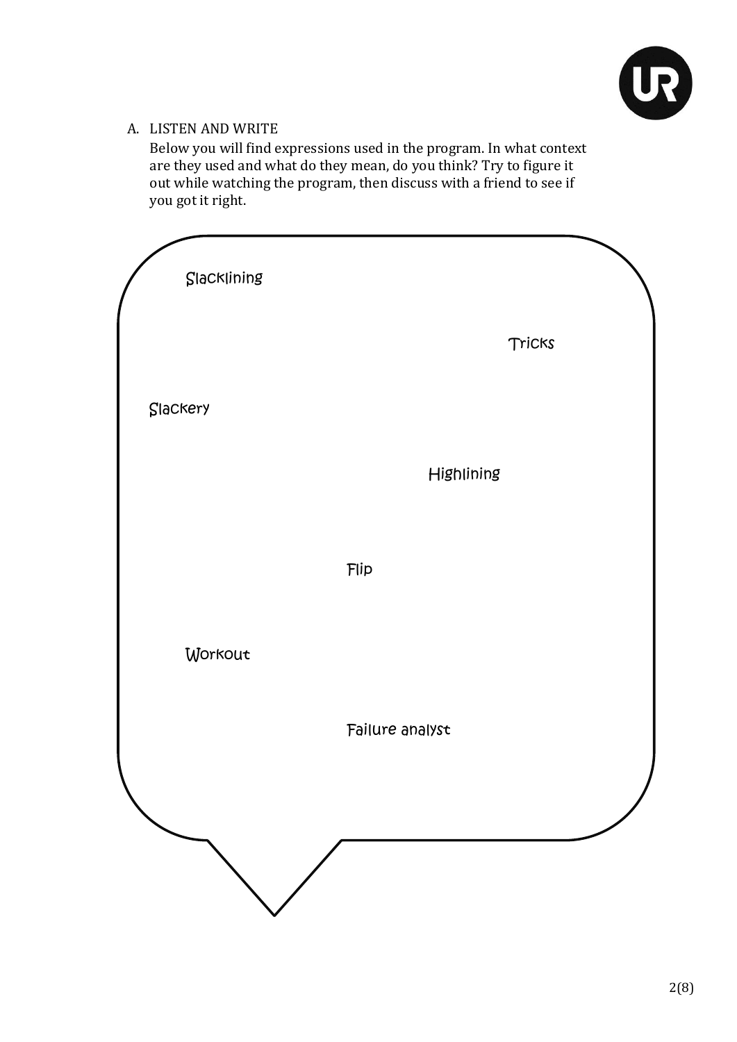## A. LISTEN AND WRITE

Below you will find expressions used in the program. In what context are they used and what do they mean, do you think? Try to figure it out while watching the program, then discuss with a friend to see if you got it right.

Slacklining

Tricks

Slackery

Highlining

Flip

Workout

Failure analyst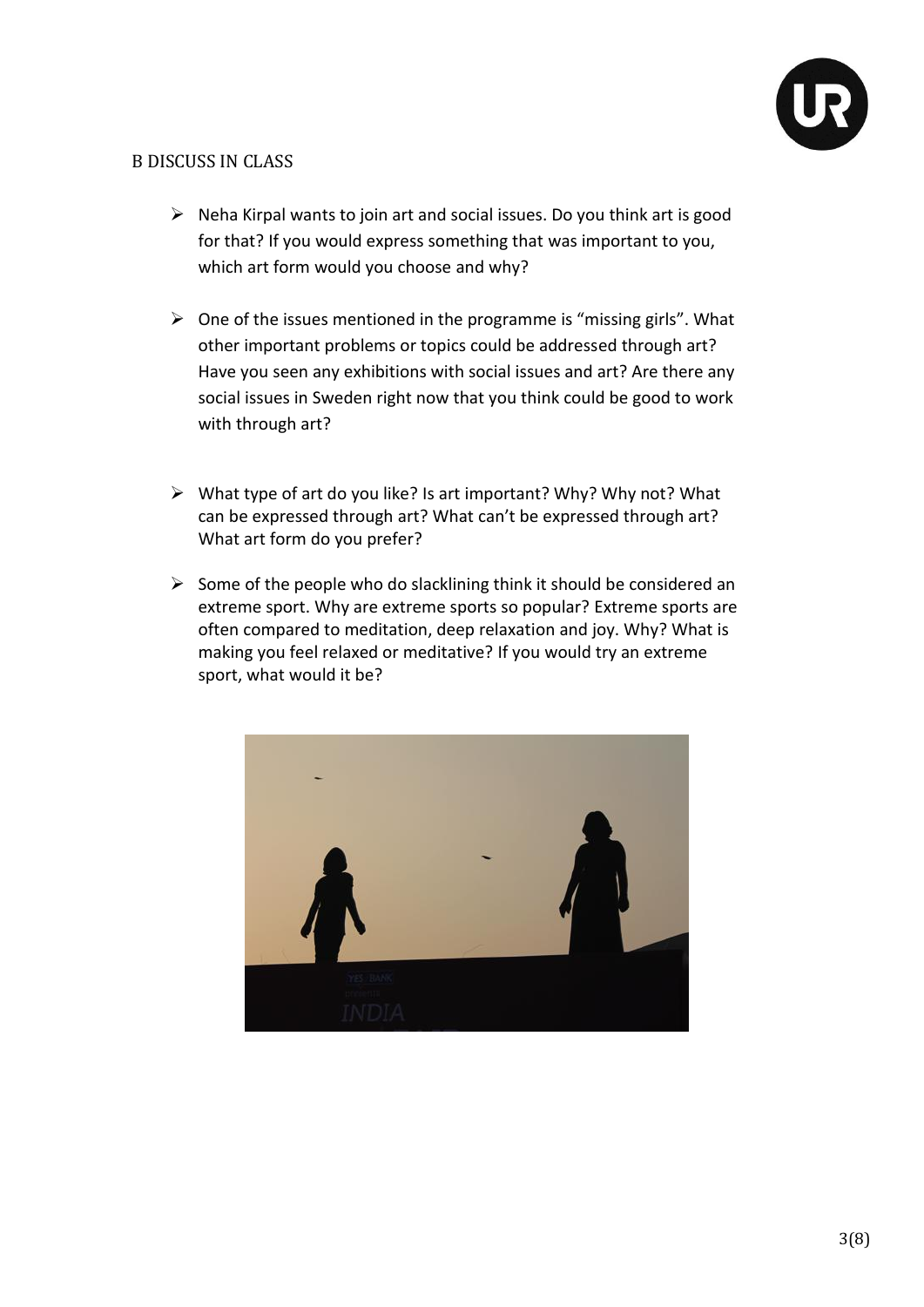B DISCUSS IN CLASS

- Neha Kirpal wants to join art and social issues. Do you think art is good for that? If you would express something that was important to you, which art form would you choose and why?

- One of the issues mentioned in the programme is "missing girls". What other important problems or topics could be addressed through art? Have you seen any exhibitions with social issues and art? Are there any social issues in Sweden right now that you think could be good to work with through art?

- What type of art do you like? Is art important? Why? Why not? What can be expressed through art? What can't be expressed through art? What art form do you prefer?

- Some of the people who do slacklining think it should be considered an extreme sport. Why are extreme sports so popular? Extreme sports are often compared to meditation, deep relaxation and joy. Why? What is making you feel relaxed or meditative? If you would try an extreme sport, what would it be?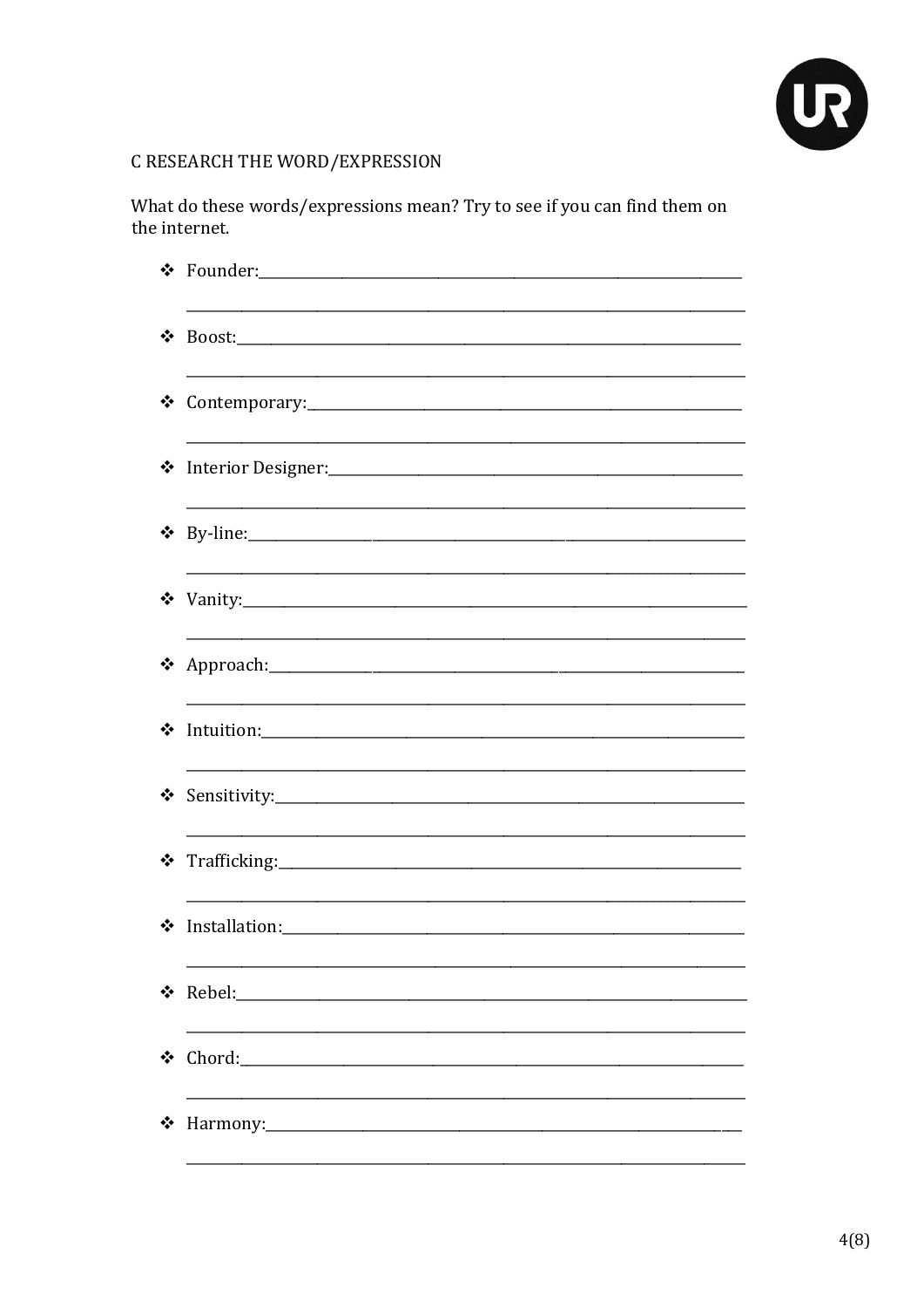## C RESEARCH THE WORD/EXPRESSION

What do these words/expressions mean? Try to see if you can find them on the internet.

- Founder:\_\_\_\_\_\_\_\_\_\_\_\_\_\_\_\_\_\_\_\_\_\_\_\_\_\_\_\_\_\_\_\_\_\_\_\_\_\_\_\_\_\_\_\_

  \_\_\_\_\_\_\_\_\_\_\_\_\_\_\_\_\_\_\_\_\_\_\_\_\_\_\_\_\_\_\_\_\_\_\_\_\_\_\_\_\_\_\_\_\_\_\_\_\_\_

- Boost:\_\_\_\_\_\_\_\_\_\_\_\_\_\_\_\_\_\_\_\_\_\_\_\_\_\_\_\_\_\_\_\_\_\_\_\_\_\_\_\_\_\_\_\_\_

  \_\_\_\_\_\_\_\_\_\_\_\_\_\_\_\_\_\_\_\_\_\_\_\_\_\_\_\_\_\_\_\_\_\_\_\_\_\_\_\_\_\_\_\_\_\_\_\_\_\_

- Contemporary:\_\_\_\_\_\_\_\_\_\_\_\_\_\_\_\_\_\_\_\_\_\_\_\_\_\_\_\_\_\_\_\_\_\_\_\_\_\_\_

  \_\_\_\_\_\_\_\_\_\_\_\_\_\_\_\_\_\_\_\_\_\_\_\_\_\_\_\_\_\_\_\_\_\_\_\_\_\_\_\_\_\_\_\_\_\_\_\_\_\_

- Interior Designer:\_\_\_\_\_\_\_\_\_\_\_\_\_\_\_\_\_\_\_\_\_\_\_\_\_\_\_\_\_\_\_\_\_\_\_\_

  \_\_\_\_\_\_\_\_\_\_\_\_\_\_\_\_\_\_\_\_\_\_\_\_\_\_\_\_\_\_\_\_\_\_\_\_\_\_\_\_\_\_\_\_\_\_\_\_\_\_

- By-line:\_\_\_\_\_\_\_\_\_\_\_\_\_\_\_\_\_\_\_\_\_\_\_\_\_\_\_\_\_\_\_\_\_\_\_\_\_\_\_\_\_\_\_\_

  \_\_\_\_\_\_\_\_\_\_\_\_\_\_\_\_\_\_\_\_\_\_\_\_\_\_\_\_\_\_\_\_\_\_\_\_\_\_\_\_\_\_\_\_\_\_\_\_\_\_

- Vanity:\_\_\_\_\_\_\_\_\_\_\_\_\_\_\_\_\_\_\_\_\_\_\_\_\_\_\_\_\_\_\_\_\_\_\_\_\_\_\_\_\_\_\_\_\_

  \_\_\_\_\_\_\_\_\_\_\_\_\_\_\_\_\_\_\_\_\_\_\_\_\_\_\_\_\_\_\_\_\_\_\_\_\_\_\_\_\_\_\_\_\_\_\_\_\_\_

- Approach:\_\_\_\_\_\_\_\_\_\_\_\_\_\_\_\_\_\_\_\_\_\_\_\_\_\_\_\_\_\_\_\_\_\_\_\_\_\_\_\_\_\_\_

  \_\_\_\_\_\_\_\_\_\_\_\_\_\_\_\_\_\_\_\_\_\_\_\_\_\_\_\_\_\_\_\_\_\_\_\_\_\_\_\_\_\_\_\_\_\_\_\_\_\_

- Intuition:\_\_\_\_\_\_\_\_\_\_\_\_\_\_\_\_\_\_\_\_\_\_\_\_\_\_\_\_\_\_\_\_\_\_\_\_\_\_\_\_\_\_\_

  \_\_\_\_\_\_\_\_\_\_\_\_\_\_\_\_\_\_\_\_\_\_\_\_\_\_\_\_\_\_\_\_\_\_\_\_\_\_\_\_\_\_\_\_\_\_\_\_\_\_

- Sensitivity:\_\_\_\_\_\_\_\_\_\_\_\_\_\_\_\_\_\_\_\_\_\_\_\_\_\_\_\_\_\_\_\_\_\_\_\_\_\_\_\_\_

  \_\_\_\_\_\_\_\_\_\_\_\_\_\_\_\_\_\_\_\_\_\_\_\_\_\_\_\_\_\_\_\_\_\_\_\_\_\_\_\_\_\_\_\_\_\_\_\_\_\_

- Trafficking:\_\_\_\_\_\_\_\_\_\_\_\_\_\_\_\_\_\_\_\_\_\_\_\_\_\_\_\_\_\_\_\_\_\_\_\_\_\_\_\_\_

  \_\_\_\_\_\_\_\_\_\_\_\_\_\_\_\_\_\_\_\_\_\_\_\_\_\_\_\_\_\_\_\_\_\_\_\_\_\_\_\_\_\_\_\_\_\_\_\_\_\_

- Installation:\_\_\_\_\_\_\_\_\_\_\_\_\_\_\_\_\_\_\_\_\_\_\_\_\_\_\_\_\_\_\_\_\_\_\_\_\_\_\_\_

  \_\_\_\_\_\_\_\_\_\_\_\_\_\_\_\_\_\_\_\_\_\_\_\_\_\_\_\_\_\_\_\_\_\_\_\_\_\_\_\_\_\_\_\_\_\_\_\_\_\_

- Rebel:\_\_\_\_\_\_\_\_\_\_\_\_\_\_\_\_\_\_\_\_\_\_\_\_\_\_\_\_\_\_\_\_\_\_\_\_\_\_\_\_\_\_\_\_\_\_

  \_\_\_\_\_\_\_\_\_\_\_\_\_\_\_\_\_\_\_\_\_\_\_\_\_\_\_\_\_\_\_\_\_\_\_\_\_\_\_\_\_\_\_\_\_\_\_\_\_\_

- Chord:\_\_\_\_\_\_\_\_\_\_\_\_\_\_\_\_\_\_\_\_\_\_\_\_\_\_\_\_\_\_\_\_\_\_\_\_\_\_\_\_\_\_\_\_\_\_

  \_\_\_\_\_\_\_\_\_\_\_\_\_\_\_\_\_\_\_\_\_\_\_\_\_\_\_\_\_\_\_\_\_\_\_\_\_\_\_\_\_\_\_\_\_\_\_\_\_\_

- Harmony:\_\_\_\_\_\_\_\_\_\_\_\_\_\_\_\_\_\_\_\_\_\_\_\_\_\_\_\_\_\_\_\_\_\_\_\_\_\_\_\_\_\_\_\_

  \_\_\_\_\_\_\_\_\_\_\_\_\_\_\_\_\_\_\_\_\_\_\_\_\_\_\_\_\_\_\_\_\_\_\_\_\_\_\_\_\_\_\_\_\_\_\_\_\_\_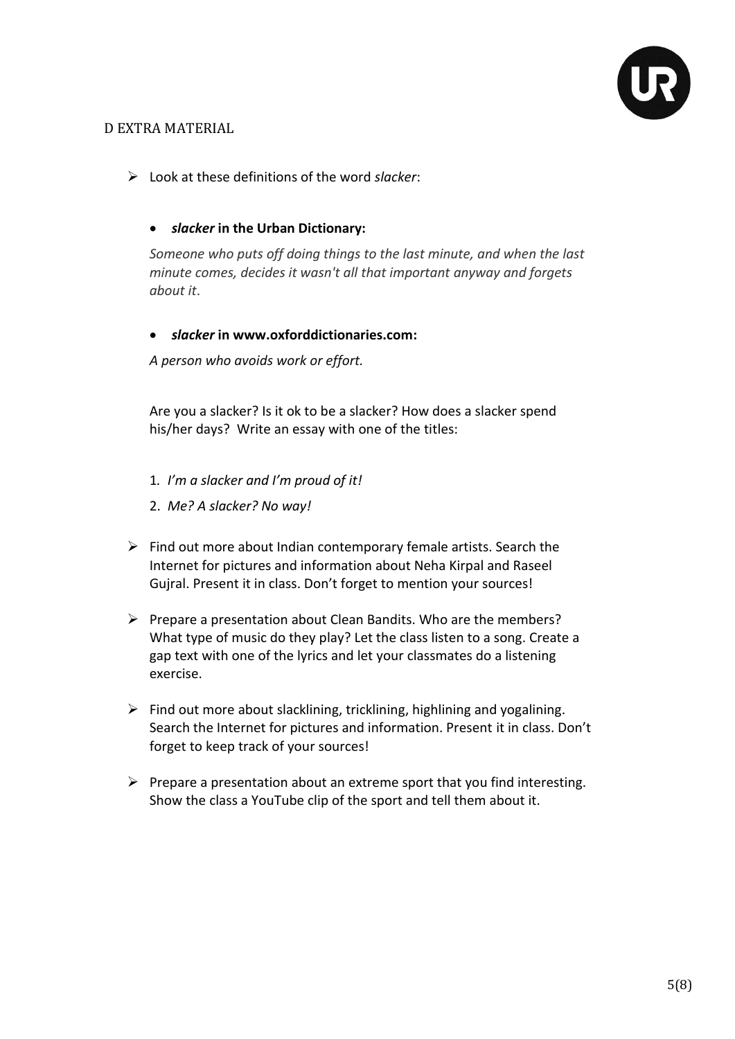## D EXTRA MATERIAL

- Look at these definitions of the word *slacker*:

  - ***slacker* in the Urban Dictionary:**

    *Someone who puts off doing things to the last minute, and when the last minute comes, decides it wasn't all that important anyway and forgets about it.*

  - ***slacker* in www.oxforddictionaries.com:**

    *A person who avoids work or effort.*

  Are you a slacker? Is it ok to be a slacker? How does a slacker spend his/her days? Write an essay with one of the titles:

  1. *I'm a slacker and I'm proud of it!*
  2. *Me? A slacker? No way!*

- Find out more about Indian contemporary female artists. Search the Internet for pictures and information about Neha Kirpal and Raseel Gujral. Present it in class. Don't forget to mention your sources!

- Prepare a presentation about Clean Bandits. Who are the members? What type of music do they play? Let the class listen to a song. Create a gap text with one of the lyrics and let your classmates do a listening exercise.

- Find out more about slacklining, tricklining, highlining and yogalining. Search the Internet for pictures and information. Present it in class. Don't forget to keep track of your sources!

- Prepare a presentation about an extreme sport that you find interesting. Show the class a YouTube clip of the sport and tell them about it.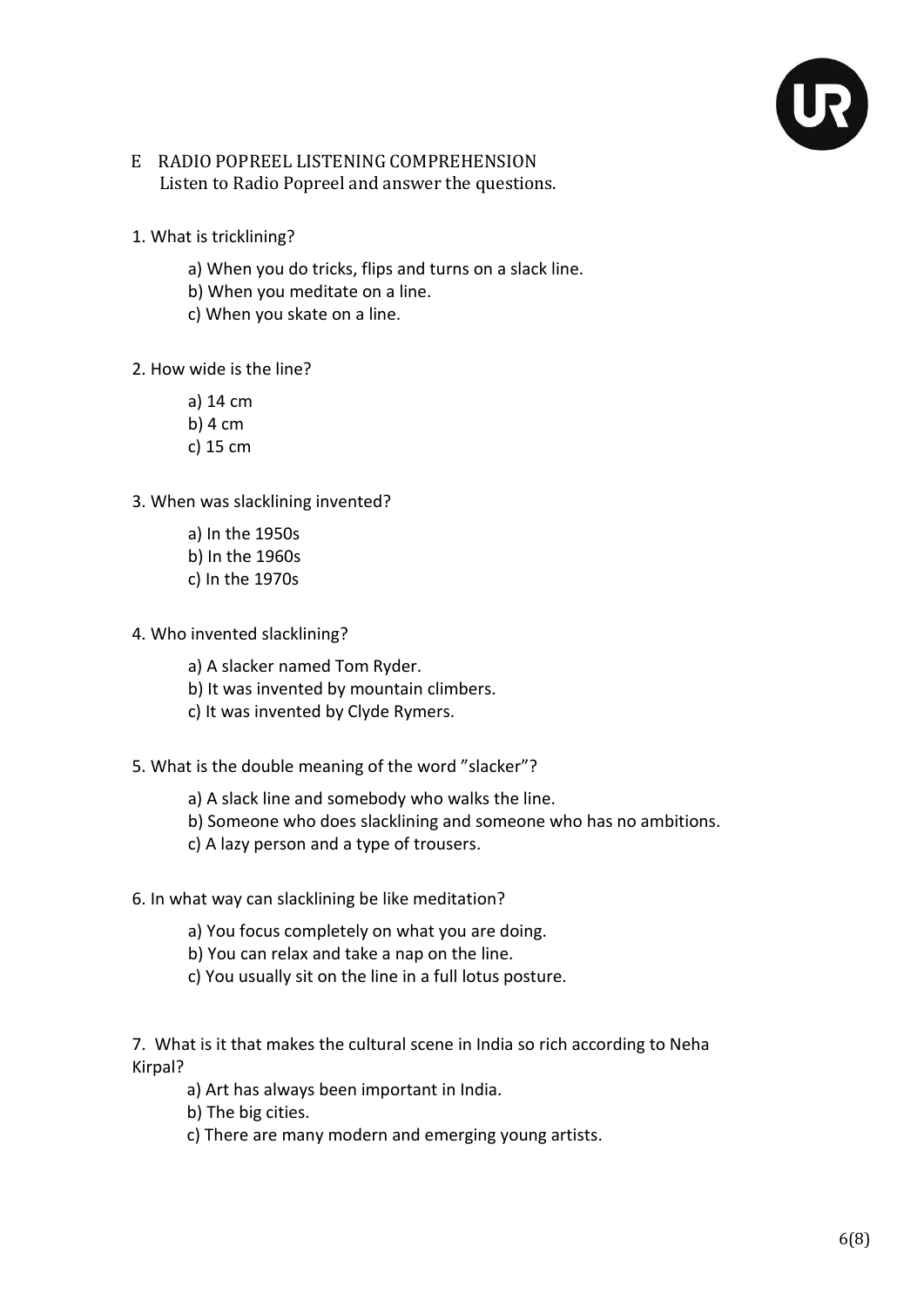## E RADIO POPREEL LISTENING COMPREHENSION

Listen to Radio Popreel and answer the questions.

1. What is tricklining?

   a) When you do tricks, flips and turns on a slack line.
   b) When you meditate on a line.
   c) When you skate on a line.

2. How wide is the line?

   a) 14 cm
   b) 4 cm
   c) 15 cm

3. When was slacklining invented?

   a) In the 1950s
   b) In the 1960s
   c) In the 1970s

4. Who invented slacklining?

   a) A slacker named Tom Ryder.
   b) It was invented by mountain climbers.
   c) It was invented by Clyde Rymers.

5. What is the double meaning of the word ”slacker”?

   a) A slack line and somebody who walks the line.
   b) Someone who does slacklining and someone who has no ambitions.
   c) A lazy person and a type of trousers.

6. In what way can slacklining be like meditation?

   a) You focus completely on what you are doing.
   b) You can relax and take a nap on the line.
   c) You usually sit on the line in a full lotus posture.

7. What is it that makes the cultural scene in India so rich according to Neha Kirpal?

   a) Art has always been important in India.
   b) The big cities.
   c) There are many modern and emerging young artists.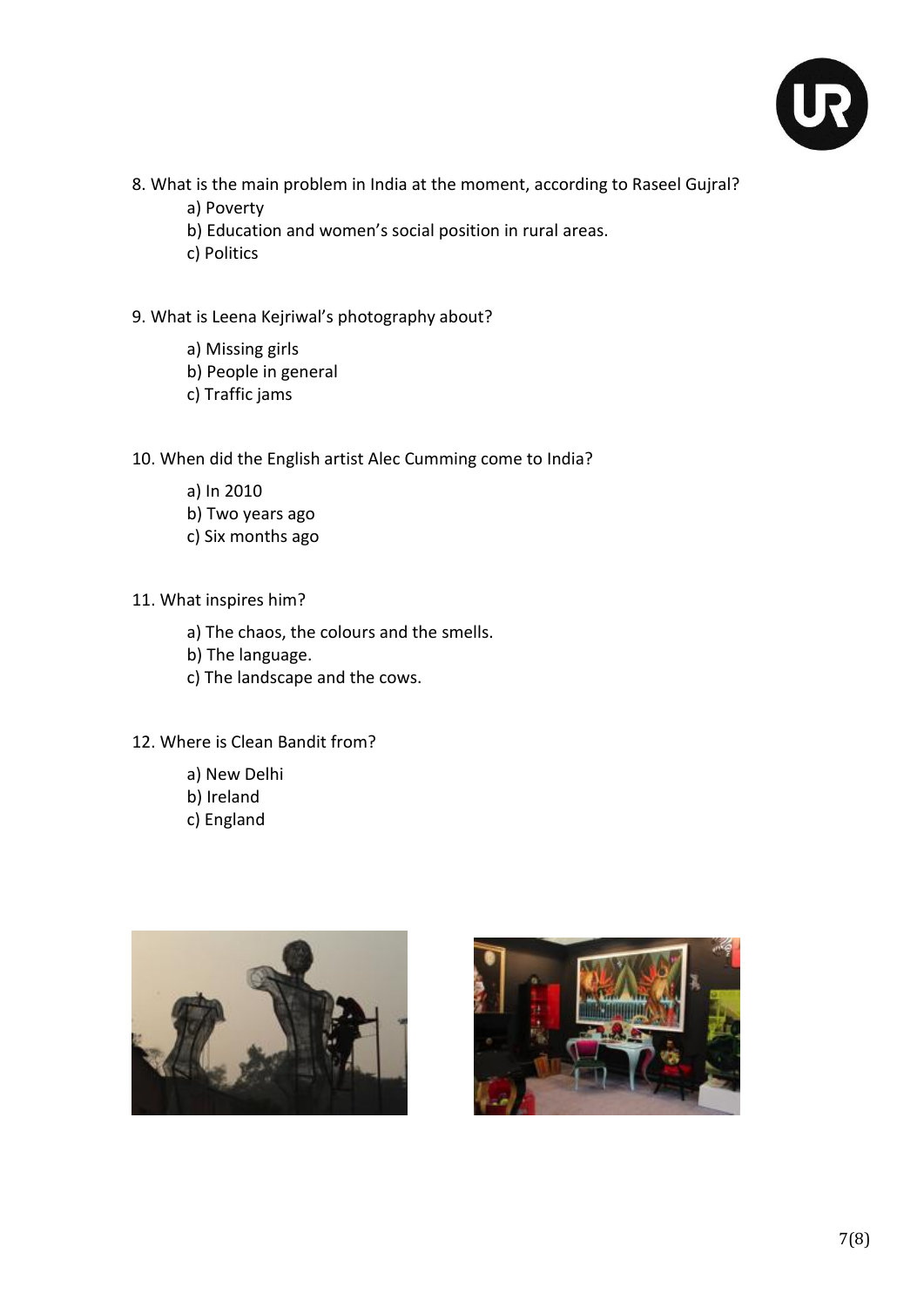8. What is the main problem in India at the moment, according to Raseel Gujral?

   a) Poverty
   b) Education and women's social position in rural areas.
   c) Politics

9. What is Leena Kejriwal's photography about?

   a) Missing girls
   b) People in general
   c) Traffic jams

10. When did the English artist Alec Cumming come to India?

    a) In 2010
    b) Two years ago
    c) Six months ago

11. What inspires him?

    a) The chaos, the colours and the smells.
    b) The language.
    c) The landscape and the cows.

12. Where is Clean Bandit from?

    a) New Delhi
    b) Ireland
    c) England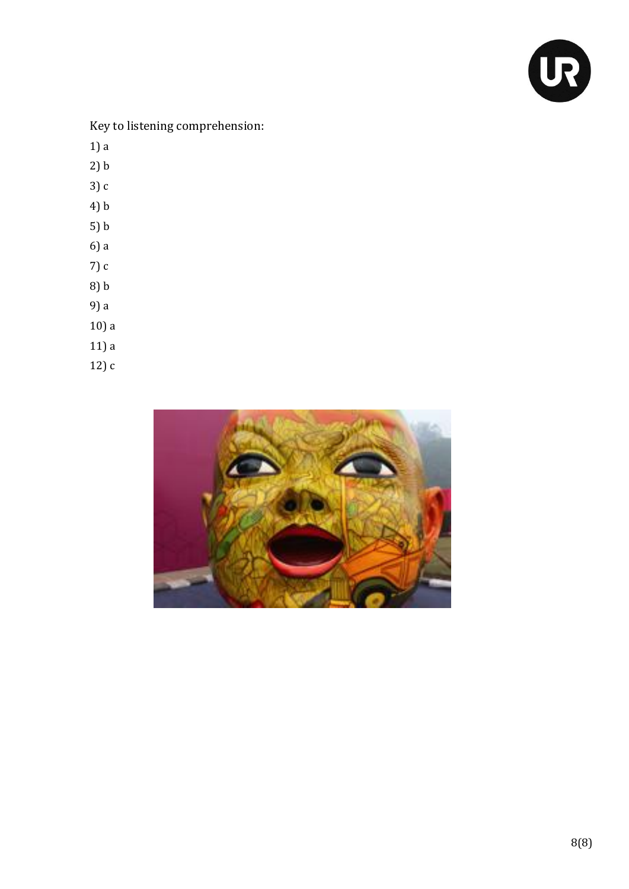Key to listening comprehension:

1) a

2) b

3) c

4) b

5) b

6) a

7) c

8) b

9) a

10) a

11) a

12) c